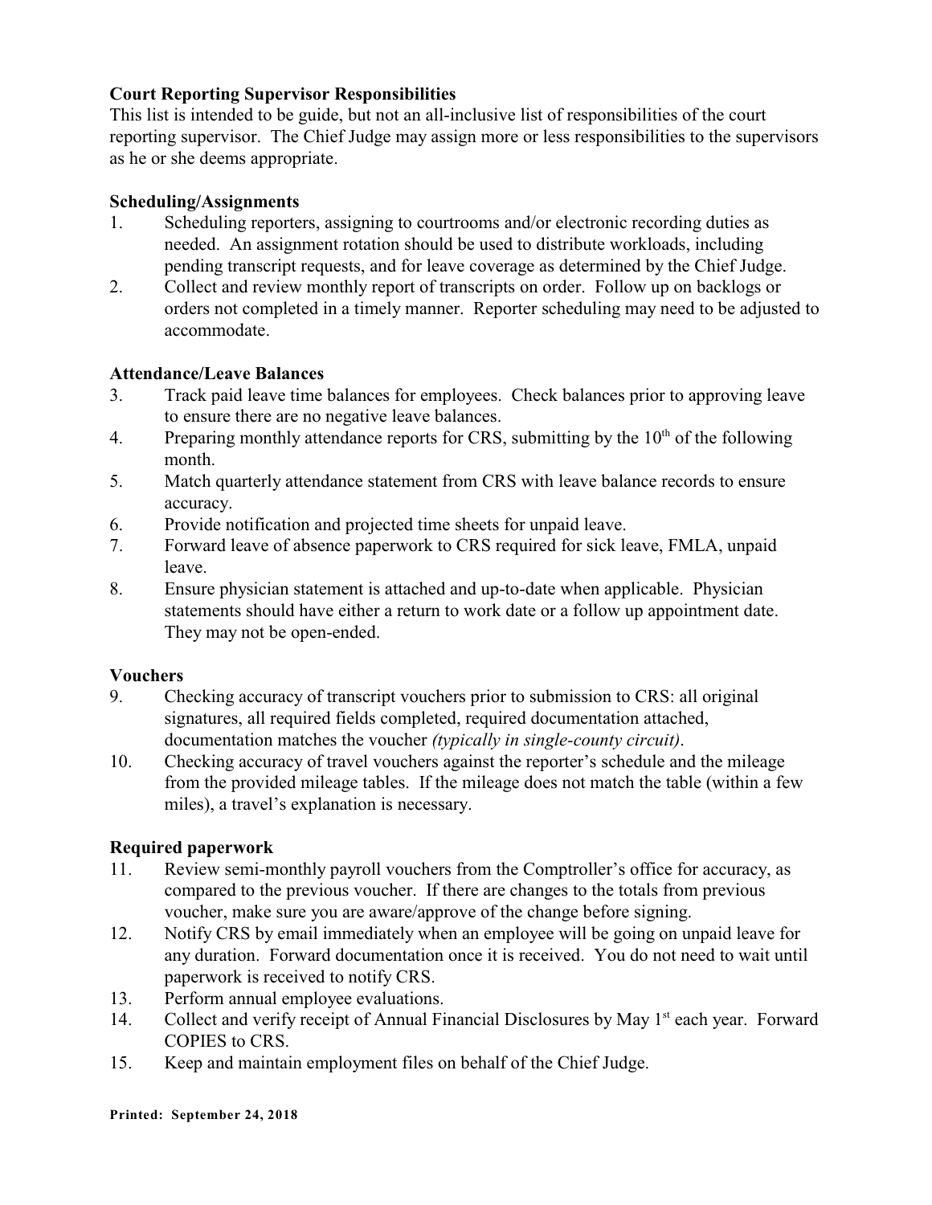## Court Reporting Supervisor Responsibilities

This list is intended to be guide, but not an all-inclusive list of responsibilities of the court reporting supervisor. The Chief Judge may assign more or less responsibilities to the supervisors as he or she deems appropriate.

### Scheduling/Assignments

1. Scheduling reporters, assigning to courtrooms and/or electronic recording duties as needed. An assignment rotation should be used to distribute workloads, including pending transcript requests, and for leave coverage as determined by the Chief Judge.
2. Collect and review monthly report of transcripts on order. Follow up on backlogs or orders not completed in a timely manner. Reporter scheduling may need to be adjusted to accommodate.

### Attendance/Leave Balances

3. Track paid leave time balances for employees. Check balances prior to approving leave to ensure there are no negative leave balances.
4. Preparing monthly attendance reports for CRS, submitting by the 10th of the following month.
5. Match quarterly attendance statement from CRS with leave balance records to ensure accuracy.
6. Provide notification and projected time sheets for unpaid leave.
7. Forward leave of absence paperwork to CRS required for sick leave, FMLA, unpaid leave.
8. Ensure physician statement is attached and up-to-date when applicable. Physician statements should have either a return to work date or a follow up appointment date. They may not be open-ended.

### Vouchers

9. Checking accuracy of transcript vouchers prior to submission to CRS: all original signatures, all required fields completed, required documentation attached, documentation matches the voucher *(typically in single-county circuit)*.
10. Checking accuracy of travel vouchers against the reporter's schedule and the mileage from the provided mileage tables. If the mileage does not match the table (within a few miles), a travel's explanation is necessary.

### Required paperwork

11. Review semi-monthly payroll vouchers from the Comptroller's office for accuracy, as compared to the previous voucher. If there are changes to the totals from previous voucher, make sure you are aware/approve of the change before signing.
12. Notify CRS by email immediately when an employee will be going on unpaid leave for any duration. Forward documentation once it is received. You do not need to wait until paperwork is received to notify CRS.
13. Perform annual employee evaluations.
14. Collect and verify receipt of Annual Financial Disclosures by May 1st each year. Forward COPIES to CRS.
15. Keep and maintain employment files on behalf of the Chief Judge.

**Printed: September 24, 2018**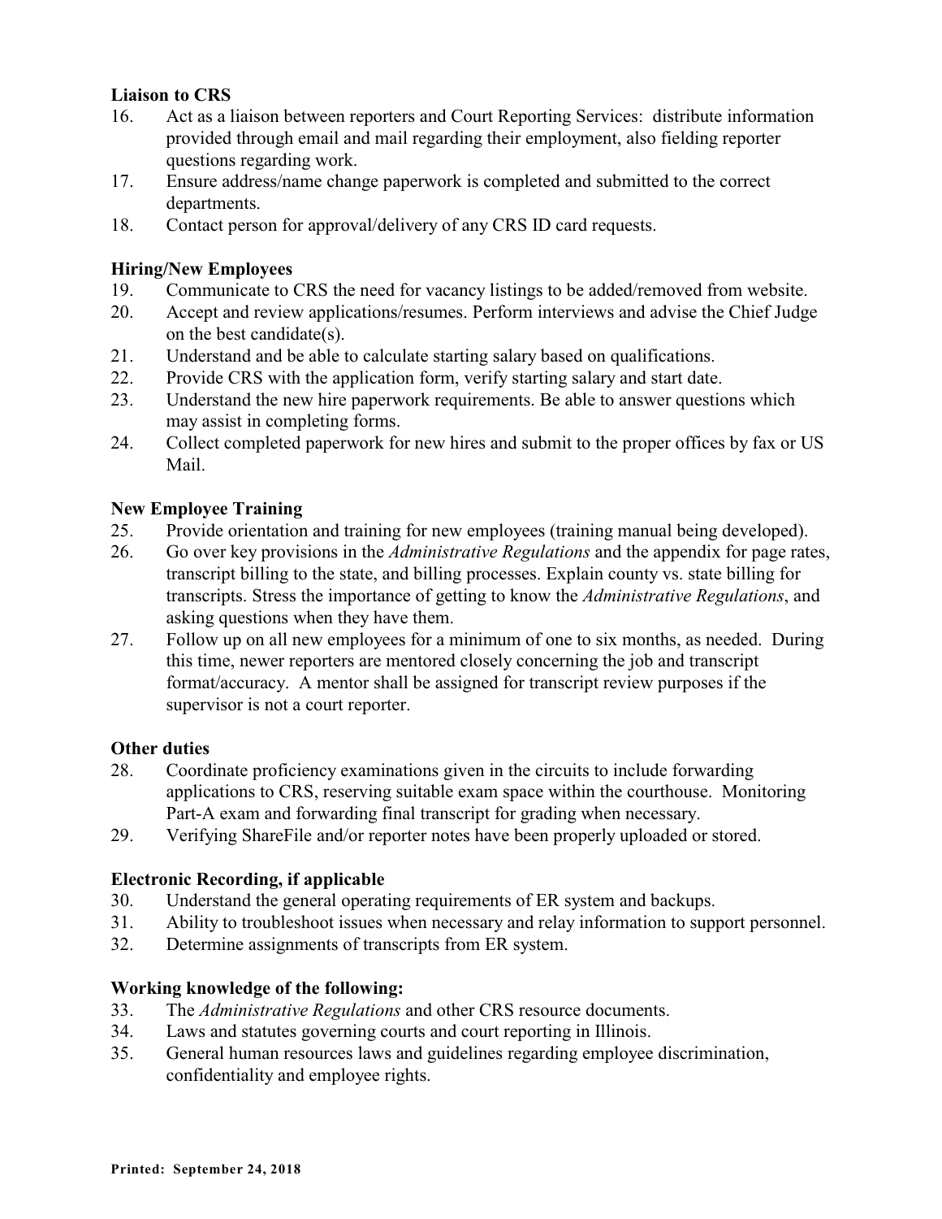**Liaison to CRS**

16. Act as a liaison between reporters and Court Reporting Services: distribute information provided through email and mail regarding their employment, also fielding reporter questions regarding work.
17. Ensure address/name change paperwork is completed and submitted to the correct departments.
18. Contact person for approval/delivery of any CRS ID card requests.

**Hiring/New Employees**

19. Communicate to CRS the need for vacancy listings to be added/removed from website.
20. Accept and review applications/resumes. Perform interviews and advise the Chief Judge on the best candidate(s).
21. Understand and be able to calculate starting salary based on qualifications.
22. Provide CRS with the application form, verify starting salary and start date.
23. Understand the new hire paperwork requirements. Be able to answer questions which may assist in completing forms.
24. Collect completed paperwork for new hires and submit to the proper offices by fax or US Mail.

**New Employee Training**

25. Provide orientation and training for new employees (training manual being developed).
26. Go over key provisions in the *Administrative Regulations* and the appendix for page rates, transcript billing to the state, and billing processes. Explain county vs. state billing for transcripts. Stress the importance of getting to know the *Administrative Regulations*, and asking questions when they have them.
27. Follow up on all new employees for a minimum of one to six months, as needed. During this time, newer reporters are mentored closely concerning the job and transcript format/accuracy. A mentor shall be assigned for transcript review purposes if the supervisor is not a court reporter.

**Other duties**

28. Coordinate proficiency examinations given in the circuits to include forwarding applications to CRS, reserving suitable exam space within the courthouse. Monitoring Part-A exam and forwarding final transcript for grading when necessary.
29. Verifying ShareFile and/or reporter notes have been properly uploaded or stored.

**Electronic Recording, if applicable**

30. Understand the general operating requirements of ER system and backups.
31. Ability to troubleshoot issues when necessary and relay information to support personnel.
32. Determine assignments of transcripts from ER system.

**Working knowledge of the following:**

33. The *Administrative Regulations* and other CRS resource documents.
34. Laws and statutes governing courts and court reporting in Illinois.
35. General human resources laws and guidelines regarding employee discrimination, confidentiality and employee rights.

**Printed: September 24, 2018**